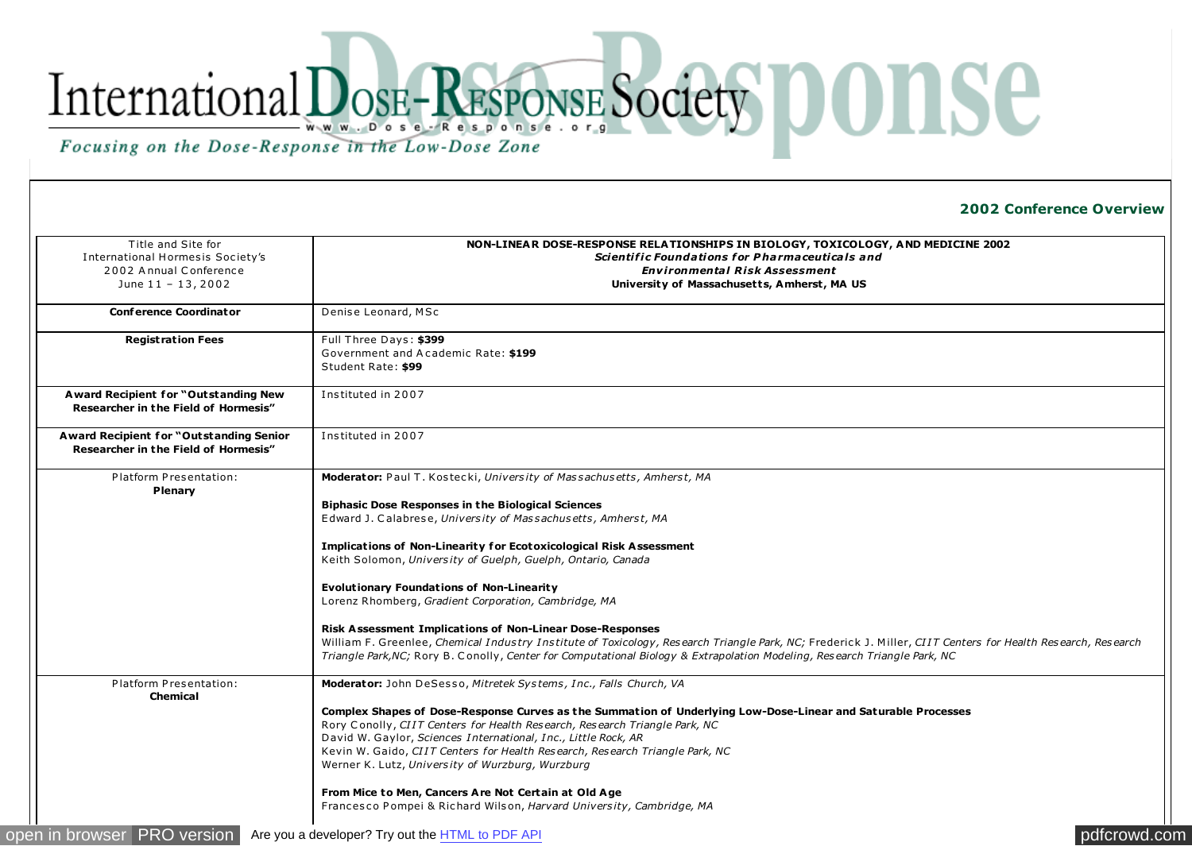# International Dose-Response Society

www.Dose-Response.org

*Focusing on the Dose-Response in the Low-Dose Zone*

## 2002 Conference Overview

| Title and Site for International Hormesis Society's 2002 Annual Conference June 11 – 13, 2002 | **NON-LINEAR DOSE-RESPONSE RELATIONSHIPS IN BIOLOGY, TOXICOLOGY, AND MEDICINE 2002** ***Scientific Foundations for Pharmaceuticals and Environmental Risk Assessment*** **University of Massachusetts, Amherst, MA US** |
|---|---|
| **Conference Coordinator** | Denise Leonard, MSc |
| **Registration Fees** | Full Three Days: **$399**<br>Government and Academic Rate: **$199**<br>Student Rate: **$99** |
| **Award Recipient for "Outstanding New Researcher in the Field of Hormesis"** | Instituted in 2007 |
| **Award Recipient for "Outstanding Senior Researcher in the Field of Hormesis"** | Instituted in 2007 |
| Platform Presentation: **Plenary** | **Moderator:** Paul T. Kostecki, *University of Massachusetts, Amherst, MA*<br><br>**Biphasic Dose Responses in the Biological Sciences**<br>Edward J. Calabrese, *University of Massachusetts, Amherst, MA*<br><br>**Implications of Non-Linearity for Ecotoxicological Risk Assessment**<br>Keith Solomon, *University of Guelph, Guelph, Ontario, Canada*<br><br>**Evolutionary Foundations of Non-Linearity**<br>Lorenz Rhomberg, *Gradient Corporation, Cambridge, MA*<br><br>**Risk Assessment Implications of Non-Linear Dose-Responses**<br>William F. Greenlee, *Chemical Industry Institute of Toxicology, Research Triangle Park, NC;* Frederick J. Miller, *CIIT Centers for Health Research, Research Triangle Park,NC;* Rory B. Conolly, *Center for Computational Biology & Extrapolation Modeling, Research Triangle Park, NC* |
| Platform Presentation: **Chemical** | **Moderator:** John DeSesso, *Mitretek Systems, Inc., Falls Church, VA*<br><br>**Complex Shapes of Dose-Response Curves as the Summation of Underlying Low-Dose-Linear and Saturable Processes**<br>Rory Conolly, *CIIT Centers for Health Research, Research Triangle Park, NC*<br>David W. Gaylor, *Sciences International, Inc., Little Rock, AR*<br>Kevin W. Gaido, *CIIT Centers for Health Research, Research Triangle Park, NC*<br>Werner K. Lutz, *University of Wurzburg, Wurzburg*<br><br>**From Mice to Men, Cancers Are Not Certain at Old Age**<br>Francesco Pompei & Richard Wilson, *Harvard University, Cambridge, MA* |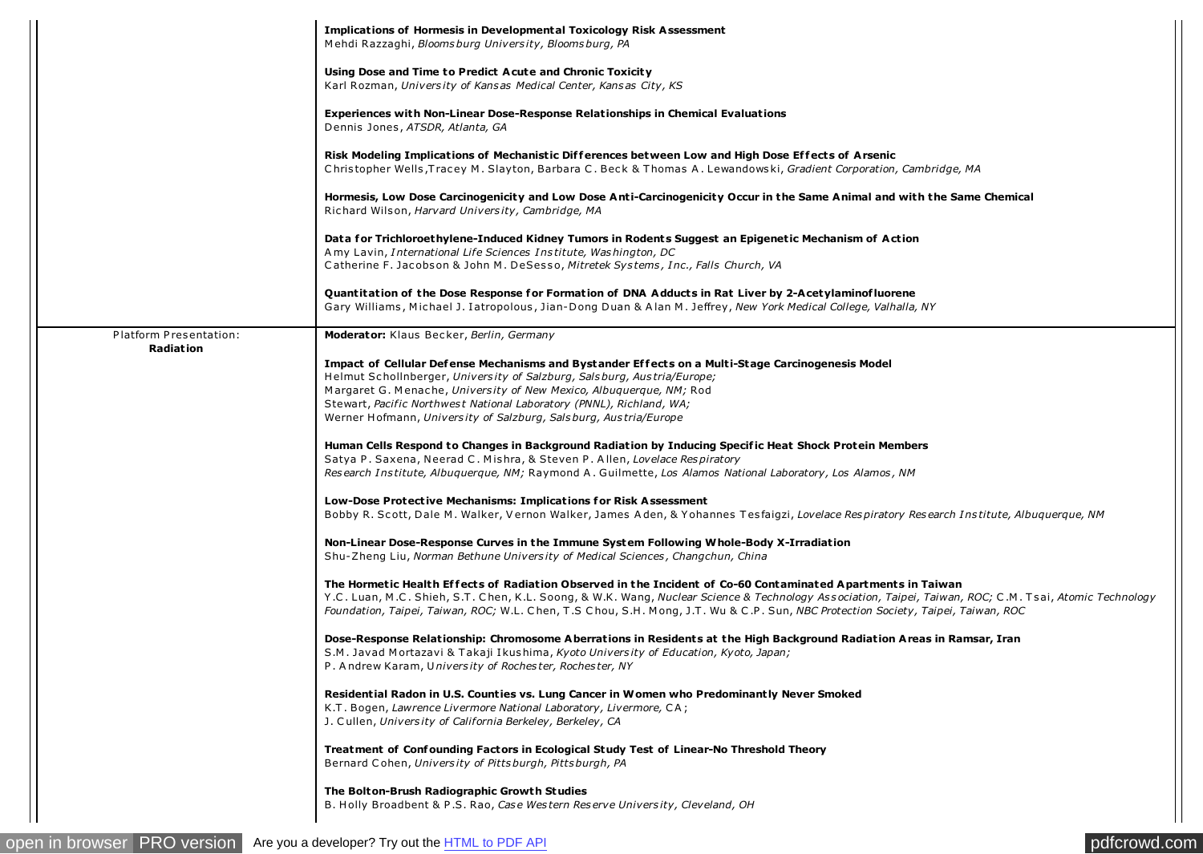| | |
|---|---|
| | **Implications of Hormesis in Developmental Toxicology Risk Assessment**<br>Mehdi Razzaghi, *Bloomsburg University, Bloomsburg, PA*<br><br>**Using Dose and Time to Predict Acute and Chronic Toxicity**<br>Karl Rozman, *University of Kansas Medical Center, Kansas City, KS*<br><br>**Experiences with Non-Linear Dose-Response Relationships in Chemical Evaluations**<br>Dennis Jones, *ATSDR, Atlanta, GA*<br><br>**Risk Modeling Implications of Mechanistic Differences between Low and High Dose Effects of Arsenic**<br>Christopher Wells,Tracey M. Slayton, Barbara C. Beck & Thomas A. Lewandowski, *Gradient Corporation, Cambridge, MA*<br><br>**Hormesis, Low Dose Carcinogenicity and Low Dose Anti-Carcinogenicity Occur in the Same Animal and with the Same Chemical**<br>Richard Wilson, *Harvard University, Cambridge, MA*<br><br>**Data for Trichloroethylene-Induced Kidney Tumors in Rodents Suggest an Epigenetic Mechanism of Action**<br>Amy Lavin, *International Life Sciences Institute, Washington, DC*<br>Catherine F. Jacobson & John M. DeSesso, *Mitretek Systems, Inc., Falls Church, VA*<br><br>**Quantitation of the Dose Response for Formation of DNA Adducts in Rat Liver by 2-Acetylaminofluorene**<br>Gary Williams, Michael J. Iatropolous, Jian-Dong Duan & Alan M. Jeffrey, *New York Medical College, Valhalla, NY* |
| Platform Presentation:<br>**Radiation** | **Moderator:** Klaus Becker, *Berlin, Germany*<br><br>**Impact of Cellular Defense Mechanisms and Bystander Effects on a Multi-Stage Carcinogenesis Model**<br>Helmut Schollnberger, *University of Salzburg, Salsburg, Austria/Europe;*<br>Margaret G. Menache, *University of New Mexico, Albuquerque, NM;* Rod Stewart, *Pacific Northwest National Laboratory (PNNL), Richland, WA;*<br>Werner Hofmann, *University of Salzburg, Salsburg, Austria/Europe*<br><br>**Human Cells Respond to Changes in Background Radiation by Inducing Specific Heat Shock Protein Members**<br>Satya P. Saxena, Neerad C. Mishra, & Steven P. Allen, *Lovelace Respiratory Research Institute, Albuquerque, NM;* Raymond A. Guilmette, *Los Alamos National Laboratory, Los Alamos, NM*<br><br>**Low-Dose Protective Mechanisms: Implications for Risk Assessment**<br>Bobby R. Scott, Dale M. Walker, Vernon Walker, James Aden, & Yohannes Tesfaigzi, *Lovelace Respiratory Research Institute, Albuquerque, NM*<br><br>**Non-Linear Dose-Response Curves in the Immune System Following Whole-Body X-Irradiation**<br>Shu-Zheng Liu, *Norman Bethune University of Medical Sciences, Changchun, China*<br><br>**The Hormetic Health Effects of Radiation Observed in the Incident of Co-60 Contaminated Apartments in Taiwan**<br>Y.C. Luan, M.C. Shieh, S.T. Chen, K.L. Soong, & W.K. Wang, *Nuclear Science & Technology Association, Taipei, Taiwan, ROC;* C.M. Tsai, *Atomic Technology Foundation, Taipei, Taiwan, ROC;* W.L. Chen, T.S Chou, S.H. Mong, J.T. Wu & C.P. Sun, *NBC Protection Society, Taipei, Taiwan, ROC*<br><br>**Dose-Response Relationship: Chromosome Aberrations in Residents at the High Background Radiation Areas in Ramsar, Iran**<br>S.M. Javad Mortazavi & Takaji Ikushima, *Kyoto University of Education, Kyoto, Japan;*<br>P. Andrew Karam, *University of Rochester, Rochester, NY*<br><br>**Residential Radon in U.S. Counties vs. Lung Cancer in Women who Predominantly Never Smoked**<br>K.T. Bogen, *Lawrence Livermore National Laboratory, Livermore, CA;*<br>J. Cullen, *University of California Berkeley, Berkeley, CA*<br><br>**Treatment of Confounding Factors in Ecological Study Test of Linear-No Threshold Theory**<br>Bernard Cohen, *University of Pittsburgh, Pittsburgh, PA*<br><br>**The Bolton-Brush Radiographic Growth Studies**<br>B. Holly Broadbent & P.S. Rao, *Case Western Reserve University, Cleveland, OH* |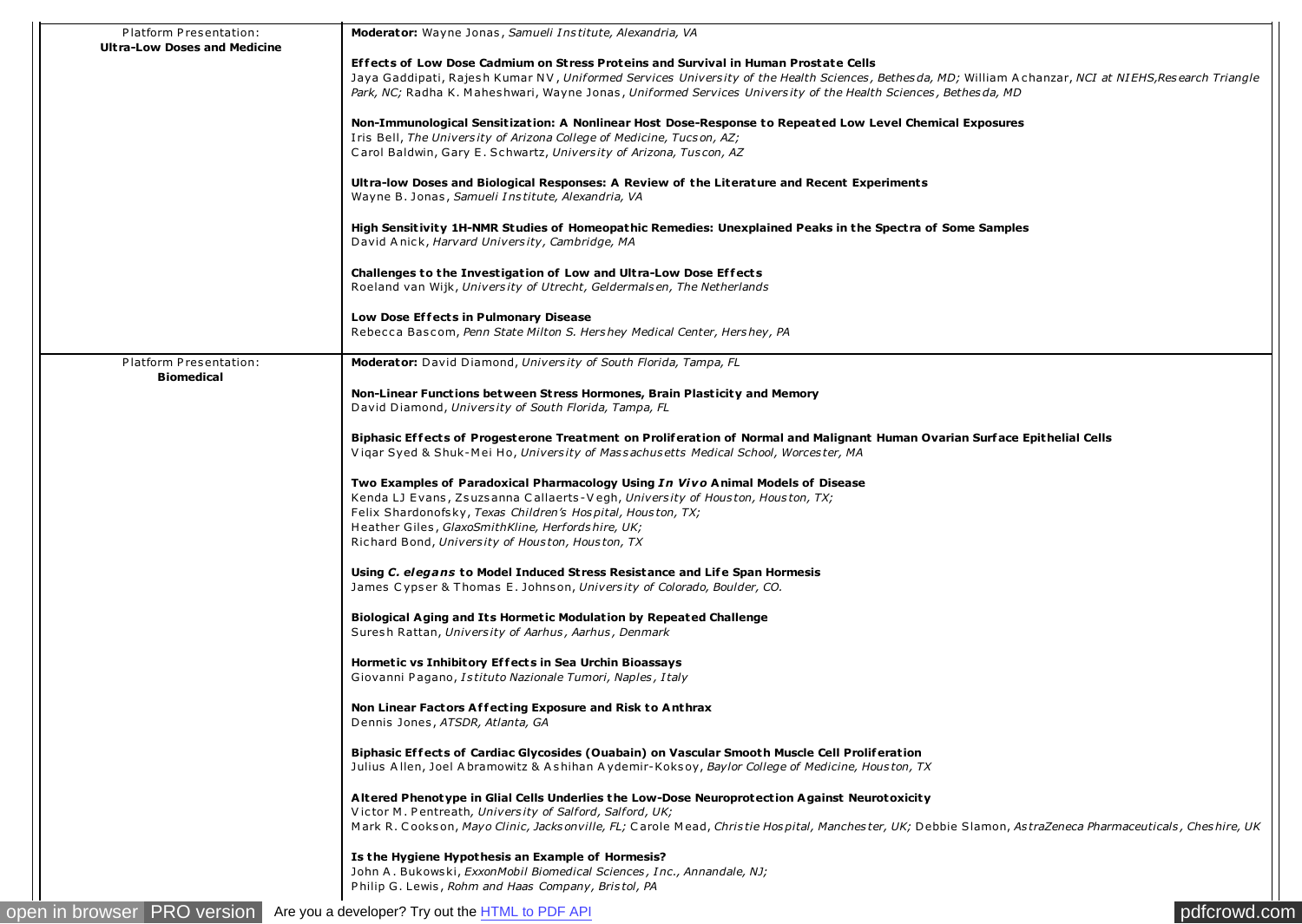| Platform Presentation: **Ultra-Low Doses and Medicine** | **Moderator:** Wayne Jonas, *Samueli Institute, Alexandria, VA*<br><br>**Effects of Low Dose Cadmium on Stress Proteins and Survival in Human Prostate Cells**<br>Jaya Gaddipati, Rajesh Kumar NV, *Uniformed Services University of the Health Sciences, Bethesda, MD;* William Achanzar, *NCI at NIEHS, Research Triangle Park, NC;* Radha K. Maheshwari, Wayne Jonas, *Uniformed Services University of the Health Sciences, Bethesda, MD*<br><br>**Non-Immunological Sensitization: A Nonlinear Host Dose-Response to Repeated Low Level Chemical Exposures**<br>Iris Bell, *The University of Arizona College of Medicine, Tucson, AZ;*<br>Carol Baldwin, Gary E. Schwartz, *University of Arizona, Tuscon, AZ*<br><br>**Ultra-low Doses and Biological Responses: A Review of the Literature and Recent Experiments**<br>Wayne B. Jonas, *Samueli Institute, Alexandria, VA*<br><br>**High Sensitivity 1H-NMR Studies of Homeopathic Remedies: Unexplained Peaks in the Spectra of Some Samples**<br>David Anick, *Harvard University, Cambridge, MA*<br><br>**Challenges to the Investigation of Low and Ultra-Low Dose Effects**<br>Roeland van Wijk, *University of Utrecht, Geldermalsen, The Netherlands*<br><br>**Low Dose Effects in Pulmonary Disease**<br>Rebecca Bascom, *Penn State Milton S. Hershey Medical Center, Hershey, PA* |
|---|---|
| Platform Presentation: **Biomedical** | **Moderator:** David Diamond, *University of South Florida, Tampa, FL*<br><br>**Non-Linear Functions between Stress Hormones, Brain Plasticity and Memory**<br>David Diamond, *University of South Florida, Tampa, FL*<br><br>**Biphasic Effects of Progesterone Treatment on Proliferation of Normal and Malignant Human Ovarian Surface Epithelial Cells**<br>Viqar Syed & Shuk-Mei Ho, *University of Massachusetts Medical School, Worcester, MA*<br><br>**Two Examples of Paradoxical Pharmacology Using *In Vivo* Animal Models of Disease**<br>Kenda LJ Evans, Zsuzsanna Callaerts-Vegh, *University of Houston, Houston, TX;*<br>Felix Shardonofsky, *Texas Children's Hospital, Houston, TX;*<br>Heather Giles, *GlaxoSmithKline, Herfordshire, UK;*<br>Richard Bond, *University of Houston, Houston, TX*<br><br>**Using *C. elegans* to Model Induced Stress Resistance and Life Span Hormesis**<br>James Cypser & Thomas E. Johnson, *University of Colorado, Boulder, CO.*<br><br>**Biological Aging and Its Hormetic Modulation by Repeated Challenge**<br>Suresh Rattan, *University of Aarhus, Aarhus, Denmark*<br><br>**Hormetic vs Inhibitory Effects in Sea Urchin Bioassays**<br>Giovanni Pagano, *Istituto Nazionale Tumori, Naples, Italy*<br><br>**Non Linear Factors Affecting Exposure and Risk to Anthrax**<br>Dennis Jones, *ATSDR, Atlanta, GA*<br><br>**Biphasic Effects of Cardiac Glycosides (Ouabain) on Vascular Smooth Muscle Cell Proliferation**<br>Julius Allen, Joel Abramowitz & Ashihan Aydemir-Koksoy, *Baylor College of Medicine, Houston, TX*<br><br>**Altered Phenotype in Glial Cells Underlies the Low-Dose Neuroprotection Against Neurotoxicity**<br>Victor M. Pentreath, *University of Salford, Salford, UK;*<br>Mark R. Cookson, *Mayo Clinic, Jacksonville, FL;* Carole Mead, *Christie Hospital, Manchester, UK;* Debbie Slamon, *AstraZeneca Pharmaceuticals, Cheshire, UK*<br><br>**Is the Hygiene Hypothesis an Example of Hormesis?**<br>John A. Bukowski, *ExxonMobil Biomedical Sciences, Inc., Annandale, NJ;*<br>Philip G. Lewis, *Rohm and Haas Company, Bristol, PA* |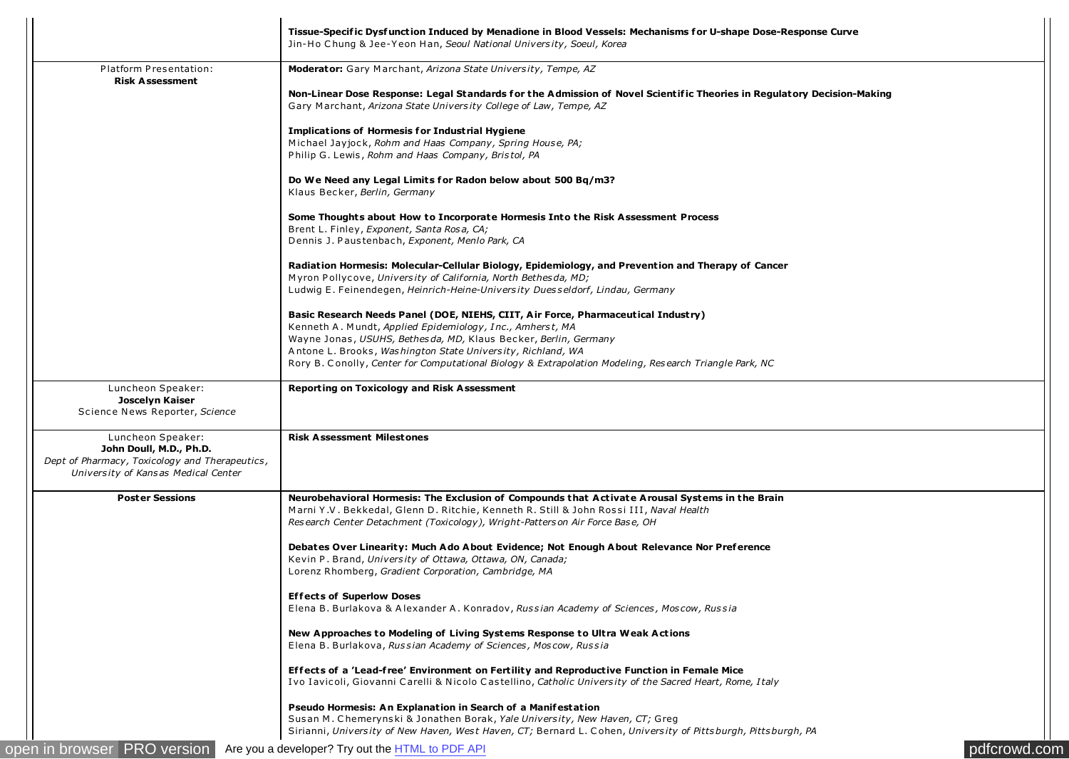| | |
|---|---|
| | **Tissue-Specific Dysfunction Induced by Menadione in Blood Vessels: Mechanisms for U-shape Dose-Response Curve**<br>Jin-Ho Chung & Jee-Yeon Han, *Seoul National University, Soeul, Korea* |
| Platform Presentation:<br>**Risk Assessment** | **Moderator:** Gary Marchant, *Arizona State University, Tempe, AZ*<br><br>**Non-Linear Dose Response: Legal Standards for the Admission of Novel Scientific Theories in Regulatory Decision-Making**<br>Gary Marchant, *Arizona State University College of Law, Tempe, AZ*<br><br>**Implications of Hormesis for Industrial Hygiene**<br>Michael Jayjock, *Rohm and Haas Company, Spring House, PA;*<br>Philip G. Lewis, *Rohm and Haas Company, Bristol, PA*<br><br>**Do We Need any Legal Limits for Radon below about 500 Bq/m3?**<br>Klaus Becker, *Berlin, Germany*<br><br>**Some Thoughts about How to Incorporate Hormesis Into the Risk Assessment Process**<br>Brent L. Finley, *Exponent, Santa Rosa, CA;*<br>Dennis J. Paustenbach, *Exponent, Menlo Park, CA*<br><br>**Radiation Hormesis: Molecular-Cellular Biology, Epidemiology, and Prevention and Therapy of Cancer**<br>Myron Pollycove, *University of California, North Bethesda, MD;*<br>Ludwig E. Feinendegen, *Heinrich-Heine-University Duesseldorf, Lindau, Germany*<br><br>**Basic Research Needs Panel (DOE, NIEHS, CIIT, Air Force, Pharmaceutical Industry)**<br>Kenneth A. Mundt, *Applied Epidemiology, Inc., Amherst, MA*<br>Wayne Jonas, *USUHS, Bethesda, MD,* Klaus Becker, *Berlin, Germany*<br>Antone L. Brooks, *Washington State University, Richland, WA*<br>Rory B. Conolly, *Center for Computational Biology & Extrapolation Modeling, Research Triangle Park, NC* |
| Luncheon Speaker:<br>**Joscelyn Kaiser**<br>Science News Reporter, *Science* | **Reporting on Toxicology and Risk Assessment** |
| Luncheon Speaker:<br>**John Doull, M.D., Ph.D.**<br>*Dept of Pharmacy, Toxicology and Therapeutics, University of Kansas Medical Center* | **Risk Assessment Milestones** |
| **Poster Sessions** | **Neurobehavioral Hormesis: The Exclusion of Compounds that Activate Arousal Systems in the Brain**<br>Marni Y.V. Bekkedal, Glenn D. Ritchie, Kenneth R. Still & John Rossi III, *Naval Health Research Center Detachment (Toxicology), Wright-Patterson Air Force Base, OH*<br><br>**Debates Over Linearity: Much Ado About Evidence; Not Enough About Relevance Nor Preference**<br>Kevin P. Brand, *University of Ottawa, Ottawa, ON, Canada;*<br>Lorenz Rhomberg, *Gradient Corporation, Cambridge, MA*<br><br>**Effects of Superlow Doses**<br>Elena B. Burlakova & Alexander A. Konradov, *Russian Academy of Sciences, Moscow, Russia*<br><br>**New Approaches to Modeling of Living Systems Response to Ultra Weak Actions**<br>Elena B. Burlakova, *Russian Academy of Sciences, Moscow, Russia*<br><br>**Effects of a 'Lead-free' Environment on Fertility and Reproductive Function in Female Mice**<br>Ivo Iavicoli, Giovanni Carelli & Nicolo Castellino, *Catholic University of the Sacred Heart, Rome, Italy*<br><br>**Pseudo Hormesis: An Explanation in Search of a Manifestation**<br>Susan M. Chemerynski & Jonathen Borak, *Yale University, New Haven, CT;* Greg Sirianni, *University of New Haven, West Haven, CT;* Bernard L. Cohen, *University of Pittsburgh, Pittsburgh, PA* |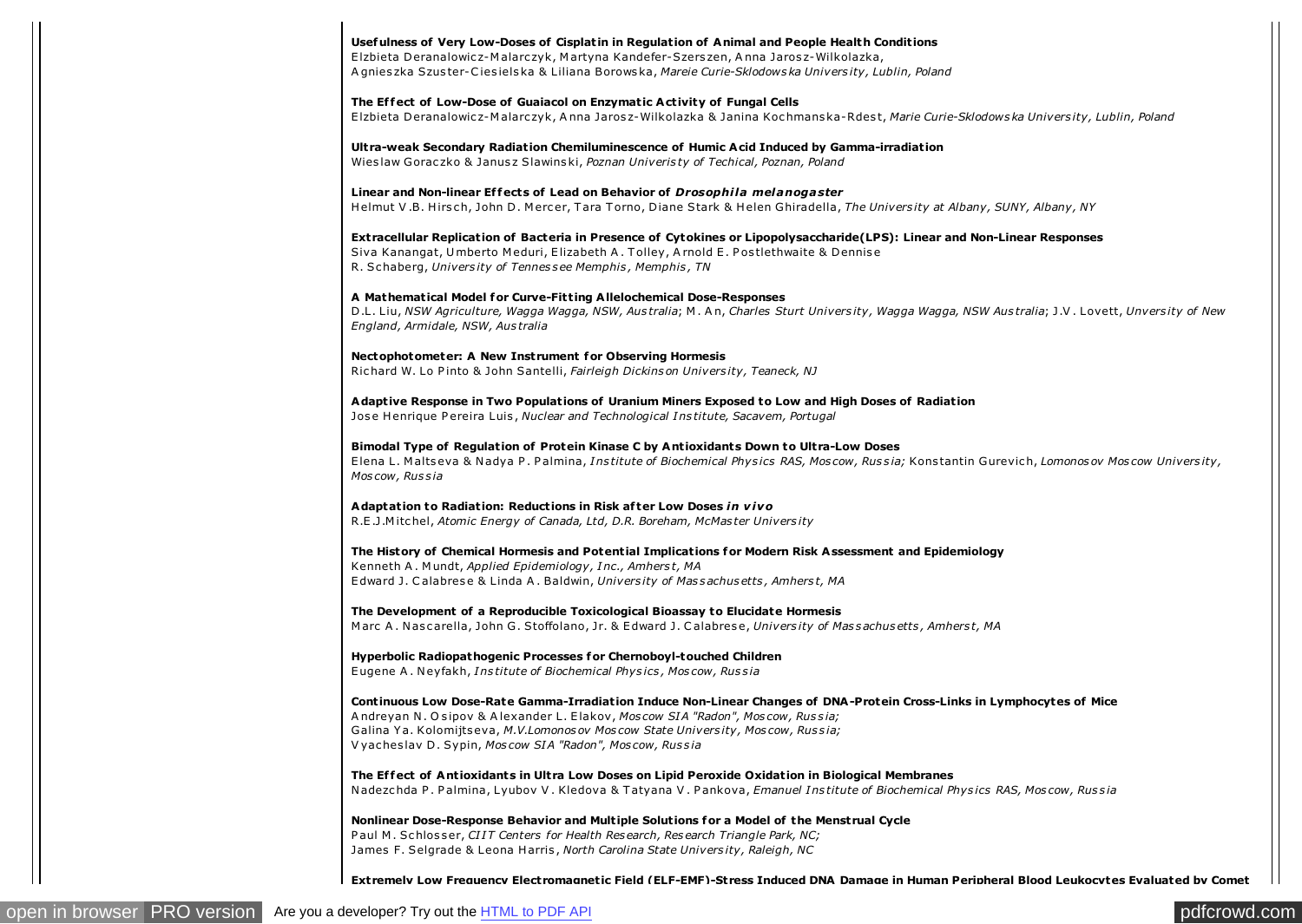**Usefulness of Very Low-Doses of Cisplatin in Regulation of Animal and People Health Conditions**
Elzbieta Deranalowicz-Malarczyk, Martyna Kandefer-Szerszen, Anna Jarosz-Wilkolazka, Agnieszka Szuster-Ciesielska & Liliana Borowska, *Mareie Curie-Sklodowska University, Lublin, Poland*

**The Effect of Low-Dose of Guaiacol on Enzymatic Activity of Fungal Cells**
Elzbieta Deranalowicz-Malarczyk, Anna Jarosz-Wilkolazka & Janina Kochmanska-Rdest, *Marie Curie-Sklodowska University, Lublin, Poland*

**Ultra-weak Secondary Radiation Chemiluminescence of Humic Acid Induced by Gamma-irradiation**
Wieslaw Goraczko & Janusz Slawinski, *Poznan Univeristy of Techical, Poznan, Poland*

**Linear and Non-linear Effects of Lead on Behavior of *Drosophila melanogaster***
Helmut V.B. Hirsch, John D. Mercer, Tara Torno, Diane Stark & Helen Ghiradella, *The University at Albany, SUNY, Albany, NY*

**Extracellular Replication of Bacteria in Presence of Cytokines or Lipopolysaccharide(LPS): Linear and Non-Linear Responses**
Siva Kanangat, Umberto Meduri, Elizabeth A. Tolley, Arnold E. Postlethwaite & Dennise R. Schaberg, *University of Tennessee Memphis, Memphis, TN*

**A Mathematical Model for Curve-Fitting Allelochemical Dose-Responses**
D.L. Liu, *NSW Agriculture, Wagga Wagga, NSW, Australia*; M. An, *Charles Sturt University, Wagga Wagga, NSW Australia*; J.V. Lovett, *Unversity of New England, Armidale, NSW, Australia*

**Nectophotometer: A New Instrument for Observing Hormesis**
Richard W. Lo Pinto & John Santelli, *Fairleigh Dickinson University, Teaneck, NJ*

**Adaptive Response in Two Populations of Uranium Miners Exposed to Low and High Doses of Radiation**
Jose Henrique Pereira Luis, *Nuclear and Technological Institute, Sacavem, Portugal*

**Bimodal Type of Regulation of Protein Kinase C by Antioxidants Down to Ultra-Low Doses**
Elena L. Maltseva & Nadya P. Palmina, *Institute of Biochemical Physics RAS, Moscow, Russia;* Konstantin Gurevich, *Lomonosov Moscow University, Moscow, Russia*

**Adaptation to Radiation: Reductions in Risk after Low Doses *in vivo***
R.E.J.Mitchel, *Atomic Energy of Canada, Ltd, D.R. Boreham, McMaster University*

**The History of Chemical Hormesis and Potential Implications for Modern Risk Assessment and Epidemiology**
Kenneth A. Mundt, *Applied Epidemiology, Inc., Amherst, MA*
Edward J. Calabrese & Linda A. Baldwin, *University of Massachusetts, Amherst, MA*

**The Development of a Reproducible Toxicological Bioassay to Elucidate Hormesis**
Marc A. Nascarella, John G. Stoffolano, Jr. & Edward J. Calabrese, *University of Massachusetts, Amherst, MA*

**Hyperbolic Radiopathogenic Processes for Chernoboyl-touched Children**
Eugene A. Neyfakh, *Institute of Biochemical Physics, Moscow, Russia*

**Continuous Low Dose-Rate Gamma-Irradiation Induce Non-Linear Changes of DNA-Protein Cross-Links in Lymphocytes of Mice**
Andreyan N. Osipov & Alexander L. Elakov, *Moscow SIA "Radon", Moscow, Russia;*
Galina Ya. Kolomijtseva, *M.V.Lomonosov Moscow State University, Moscow, Russia;*
Vyacheslav D. Sypin, *Moscow SIA "Radon", Moscow, Russia*

**The Effect of Antioxidants in Ultra Low Doses on Lipid Peroxide Oxidation in Biological Membranes**
Nadezchda P. Palmina, Lyubov V. Kledova & Tatyana V. Pankova, *Emanuel Institute of Biochemical Physics RAS, Moscow, Russia*

**Nonlinear Dose-Response Behavior and Multiple Solutions for a Model of the Menstrual Cycle**
Paul M. Schlosser, *CIIT Centers for Health Research, Research Triangle Park, NC;*
James F. Selgrade & Leona Harris, *North Carolina State University, Raleigh, NC*

**Extremely Low Frequency Electromagnetic Field (ELF-EMF)-Stress Induced DNA Damage in Human Peripheral Blood Leukocytes Evaluated by Comet**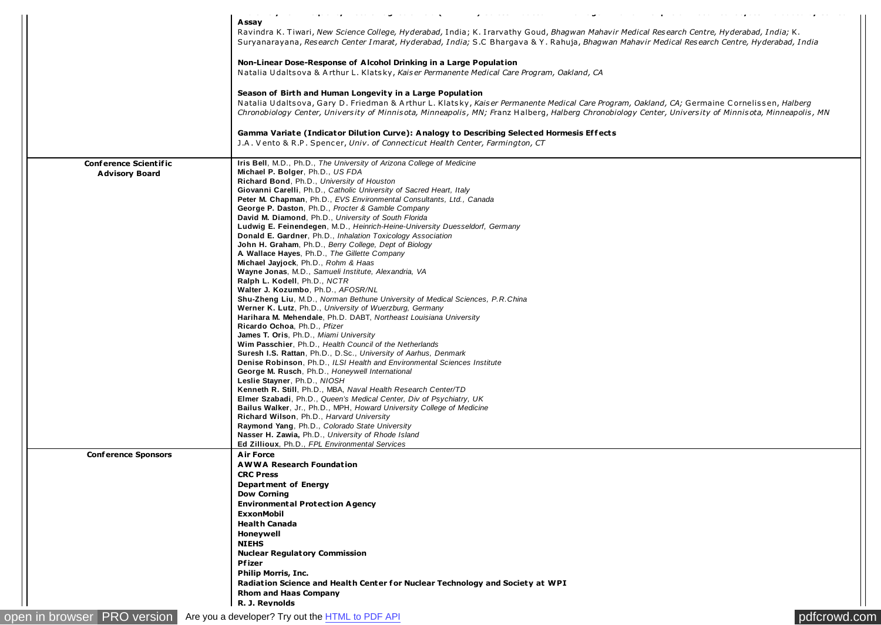| | |
|---|---|
| | **Assay**<br>Ravindra K. Tiwari, *New Science College, Hyderabad,* India; K. Irarvathy Goud, *Bhagwan Mahavir Medical Research Centre, Hyderabad, India;* K. Suryanarayana, *Research Center Imarat, Hyderabad, India;* S.C Bhargava & Y. Rahuja, *Bhagwan Mahavir Medical Research Centre, Hyderabad, India*<br><br>**Non-Linear Dose-Response of Alcohol Drinking in a Large Population**<br>Natalia Udaltsova & Arthur L. Klatsky, *Kaiser Permanente Medical Care Program, Oakland, CA*<br><br>**Season of Birth and Human Longevity in a Large Population**<br>Natalia Udaltsova, Gary D. Friedman & Arthur L. Klatsky, *Kaiser Permanente Medical Care Program, Oakland, CA;* Germaine Cornelissen, *Halberg Chronobiology Center, University of Minnisota, Minneapolis, MN;* Franz Halberg, *Halberg Chronobiology Center, University of Minnisota, Minneapolis, MN*<br><br>**Gamma Variate (Indicator Dilution Curve): Analogy to Describing Selected Hormesis Effects**<br>J.A. Vento & R.P. Spencer, *Univ. of Connecticut Health Center, Farmington, CT* |
| **Conference Scientific Advisory Board** | **Iris Bell**, M.D., Ph.D., *The University of Arizona College of Medicine*<br>**Michael P. Bolger**, Ph.D., *US FDA*<br>**Richard Bond**, Ph.D., *University of Houston*<br>**Giovanni Carelli**, Ph.D., *Catholic University of Sacred Heart, Italy*<br>**Peter M. Chapman**, Ph.D., *EVS Environmental Consultants, Ltd., Canada*<br>**George P. Daston**, Ph.D., *Procter & Gamble Company*<br>**David M. Diamond**, Ph.D., *University of South Florida*<br>**Ludwig E. Feinendegen**, M.D., *Heinrich-Heine-University Duesseldorf, Germany*<br>**Donald E. Gardner**, Ph.D., *Inhalation Toxicology Association*<br>**John H. Graham**, Ph.D., *Berry College, Dept of Biology*<br>**A. Wallace Hayes**, Ph.D., *The Gillette Company*<br>**Michael Jayjock**, Ph.D., *Rohm & Haas*<br>**Wayne Jonas**, M.D., *Samueli Institute, Alexandria, VA*<br>**Ralph L. Kodell**, Ph.D., *NCTR*<br>**Walter J. Kozumbo**, Ph.D., *AFOSR/NL*<br>**Shu-Zheng Liu**, M.D., *Norman Bethune University of Medical Sciences, P.R.China*<br>**Werner K. Lutz**, Ph.D., *University of Wuerzburg, Germany*<br>**Harihara M. Mehendale**, Ph.D. DABT, *Northeast Louisiana University*<br>**Ricardo Ochoa**, Ph.D., *Pfizer*<br>**James T. Oris**, Ph.D., *Miami University*<br>**Wim Passchier**, Ph.D., *Health Council of the Netherlands*<br>**Suresh I.S. Rattan**, Ph.D., D.Sc., *University of Aarhus, Denmark*<br>**Denise Robinson**, Ph.D., *ILSI Health and Environmental Sciences Institute*<br>**George M. Rusch**, Ph.D., *Honeywell International*<br>**Leslie Stayner**, Ph.D., *NIOSH*<br>**Kenneth R. Still**, Ph.D., MBA, *Naval Health Research Center/TD*<br>**Elmer Szabadi**, Ph.D., *Queen's Medical Center, Div of Psychiatry, UK*<br>**Bailus Walker**, Jr., Ph.D., MPH, *Howard University College of Medicine*<br>**Richard Wilson**, Ph.D., *Harvard University*<br>**Raymond Yang**, Ph.D., *Colorado State University*<br>**Nasser H. Zawia,** Ph.D., *University of Rhode Island*<br>**Ed Zillioux**, Ph.D., *FPL Environmental Services* |
| **Conference Sponsors** | **Air Force**<br>**AWWA Research Foundation**<br>**CRC Press**<br>**Department of Energy**<br>**Dow Corning**<br>**Environmental Protection Agency**<br>**ExxonMobil**<br>**Health Canada**<br>**Honeywell**<br>**NIEHS**<br>**Nuclear Regulatory Commission**<br>**Pfizer**<br>**Philip Morris, Inc.**<br>**Radiation Science and Health Center for Nuclear Technology and Society at WPI**<br>**Rhom and Haas Company**<br>**R. J. Reynolds** |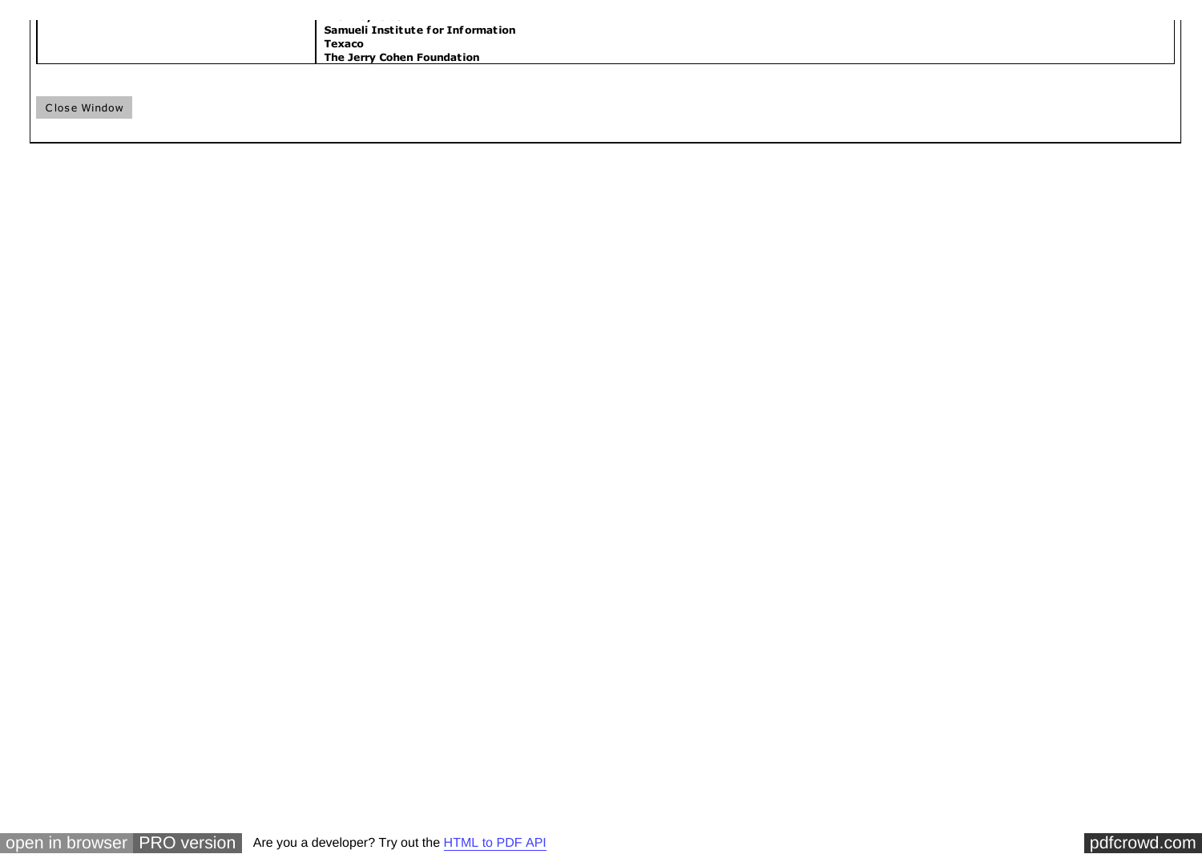| | |
|---|---|
| | **Samueli Institute for Information**<br>**Texaco**<br>**The Jerry Cohen Foundation** |

Close Window